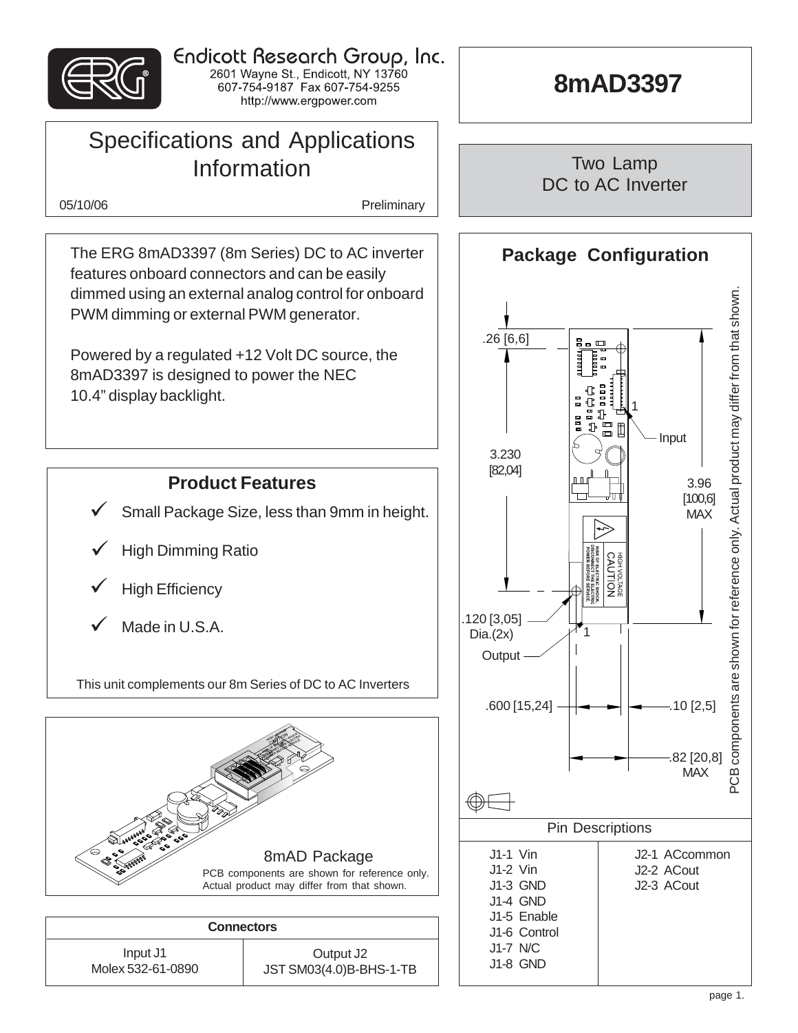Endicott Research Group, Inc.
2601 Wayne St., Endicott, NY 13760
607-754-9187 Fax 607-754-9255
http://www.ergpower.com

# 8mAD3397

## Specifications and Applications Information

05/10/06 Preliminary

## Two Lamp DC to AC Inverter

The ERG 8mAD3397 (8m Series) DC to AC inverter features onboard connectors and can be easily dimmed using an external analog control for onboard PWM dimming or external PWM generator.

Powered by a regulated +12 Volt DC source, the 8mAD3397 is designed to power the NEC 10.4" display backlight.

## Product Features

- ✓ Small Package Size, less than 9mm in height.
- ✓ High Dimming Ratio
- ✓ High Efficiency
- ✓ Made in U.S.A.

This unit complements our 8m Series of DC to AC Inverters

8mAD Package

PCB components are shown for reference only. Actual product may differ from that shown.

| Connectors | |
|---|---|
| Input J1<br>Molex 532-61-0890 | Output J2<br>JST SM03(4.0)B-BHS-1-TB |

## Package Configuration

.26 [6,6]

3.230 [82,04]

3.96 [100,6] MAX

.120 [3,05] Dia.(2x)

Input

Output

.600 [15,24]

.10 [2,5]

.82 [20,8] MAX

PCB components are shown for reference only. Actual product may differ from that shown.

| Pin Descriptions | |
|---|---|
| J1-1 Vin<br>J1-2 Vin<br>J1-3 GND<br>J1-4 GND<br>J1-5 Enable<br>J1-6 Control<br>J1-7 N/C<br>J1-8 GND | J2-1 ACcommon<br>J2-2 ACout<br>J2-3 ACout |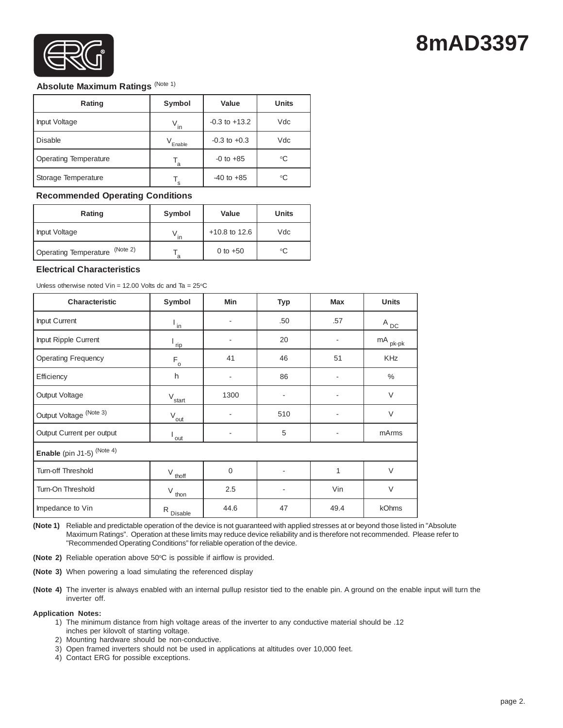# 8mAD3397

## Absolute Maximum Ratings (Note 1)

| Rating | Symbol | Value | Units |
|---|---|---|---|
| Input Voltage | $V_{in}$ | -0.3 to +13.2 | Vdc |
| Disable | $V_{Enable}$ | -0.3 to +0.3 | Vdc |
| Operating Temperature | $T_a$ | -0 to +85 | °C |
| Storage Temperature | $T_s$ | -40 to +85 | °C |

## Recommended Operating Conditions

| Rating | Symbol | Value | Units |
|---|---|---|---|
| Input Voltage | $V_{in}$ | +10.8 to 12.6 | Vdc |
| Operating Temperature (Note 2) | $T_a$ | 0 to +50 | °C |

## Electrical Characteristics

Unless otherwise noted Vin = 12.00 Volts dc and Ta = 25°C

| Characteristic | Symbol | Min | Typ | Max | Units |
|---|---|---|---|---|---|
| Input Current | $I_{in}$ | - | .50 | .57 | $A_{DC}$ |
| Input Ripple Current | $I_{rip}$ | - | 20 | - | $mA_{pk-pk}$ |
| Operating Frequency | $F_o$ | 41 | 46 | 51 | KHz |
| Efficiency | h | - | 86 | - | % |
| Output Voltage | $V_{start}$ | 1300 | - | - | V |
| Output Voltage (Note 3) | $V_{out}$ | - | 510 | - | V |
| Output Current per output | $I_{out}$ | - | 5 | - | mArms |
| **Enable** (pin J1-5) (Note 4) | | | | | |
| Turn-off Threshold | $V_{thoff}$ | 0 | - | 1 | V |
| Turn-On Threshold | $V_{thon}$ | 2.5 | - | Vin | V |
| Impedance to Vin | $R_{Disable}$ | 44.6 | 47 | 49.4 | kOhms |

**(Note 1)** Reliable and predictable operation of the device is not guaranteed with applied stresses at or beyond those listed in "Absolute Maximum Ratings". Operation at these limits may reduce device reliability and is therefore not recommended. Please refer to "Recommended Operating Conditions" for reliable operation of the device.

**(Note 2)** Reliable operation above 50°C is possible if airflow is provided.

**(Note 3)** When powering a load simulating the referenced display

**(Note 4)** The inverter is always enabled with an internal pullup resistor tied to the enable pin. A ground on the enable input will turn the inverter off.

**Application Notes:**

1) The minimum distance from high voltage areas of the inverter to any conductive material should be .12 inches per kilovolt of starting voltage.
2) Mounting hardware should be non-conductive.
3) Open framed inverters should not be used in applications at altitudes over 10,000 feet.
4) Contact ERG for possible exceptions.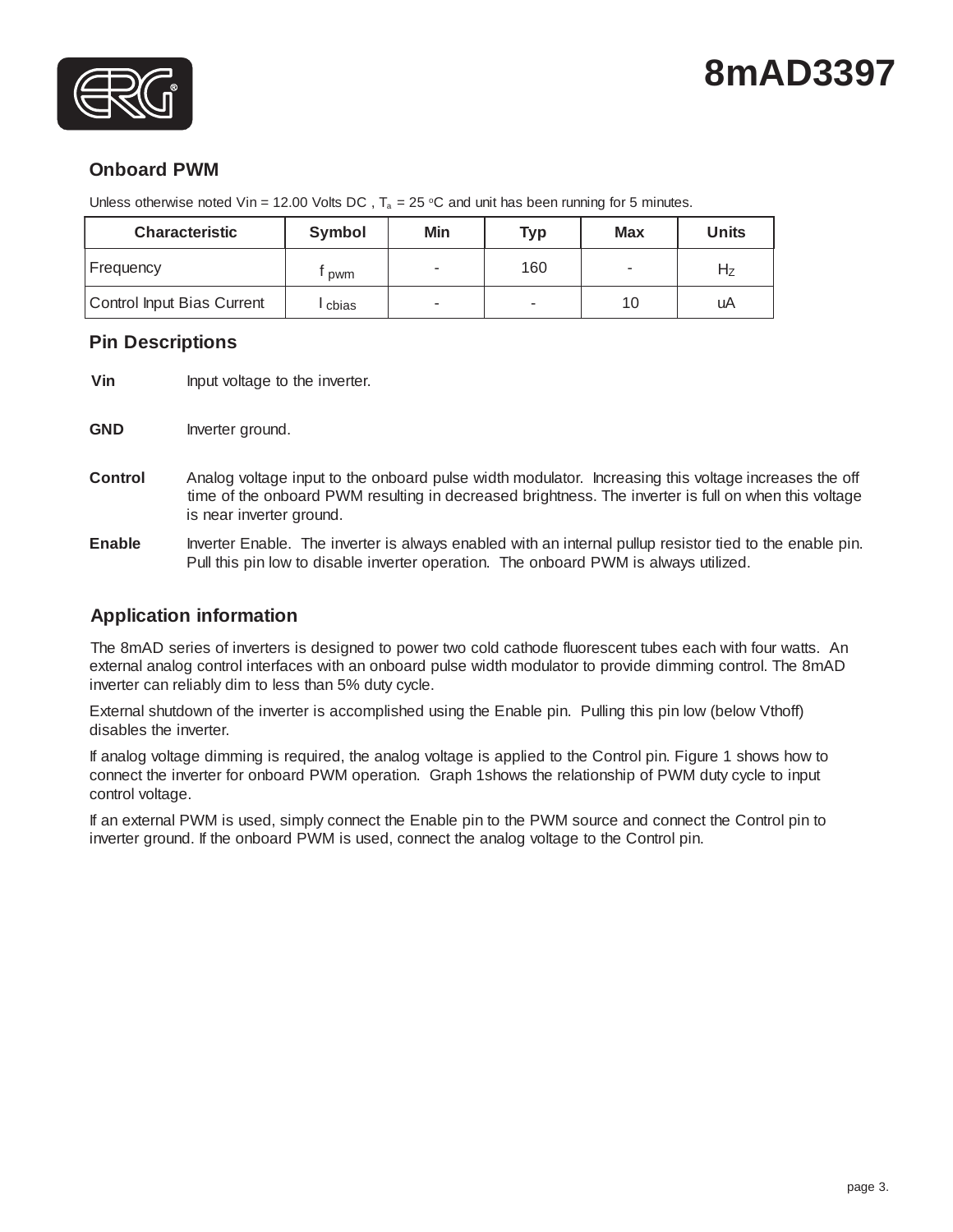# 8mAD3397

## Onboard PWM

Unless otherwise noted Vin = 12.00 Volts DC , $T_a$ = 25 °C and unit has been running for 5 minutes.

| Characteristic | Symbol | Min | Typ | Max | Units |
|---|---|---|---|---|---|
| Frequency | $f_{pwm}$ | - | 160 | - | Hz |
| Control Input Bias Current | $I_{cbias}$ | - | - | 10 | uA |

## Pin Descriptions

**Vin** Input voltage to the inverter.

**GND** Inverter ground.

**Control** Analog voltage input to the onboard pulse width modulator. Increasing this voltage increases the off time of the onboard PWM resulting in decreased brightness. The inverter is full on when this voltage is near inverter ground.

**Enable** Inverter Enable. The inverter is always enabled with an internal pullup resistor tied to the enable pin. Pull this pin low to disable inverter operation. The onboard PWM is always utilized.

## Application information

The 8mAD series of inverters is designed to power two cold cathode fluorescent tubes each with four watts. An external analog control interfaces with an onboard pulse width modulator to provide dimming control. The 8mAD inverter can reliably dim to less than 5% duty cycle.

External shutdown of the inverter is accomplished using the Enable pin. Pulling this pin low (below Vthoff) disables the inverter.

If analog voltage dimming is required, the analog voltage is applied to the Control pin. Figure 1 shows how to connect the inverter for onboard PWM operation. Graph 1shows the relationship of PWM duty cycle to input control voltage.

If an external PWM is used, simply connect the Enable pin to the PWM source and connect the Control pin to inverter ground. If the onboard PWM is used, connect the analog voltage to the Control pin.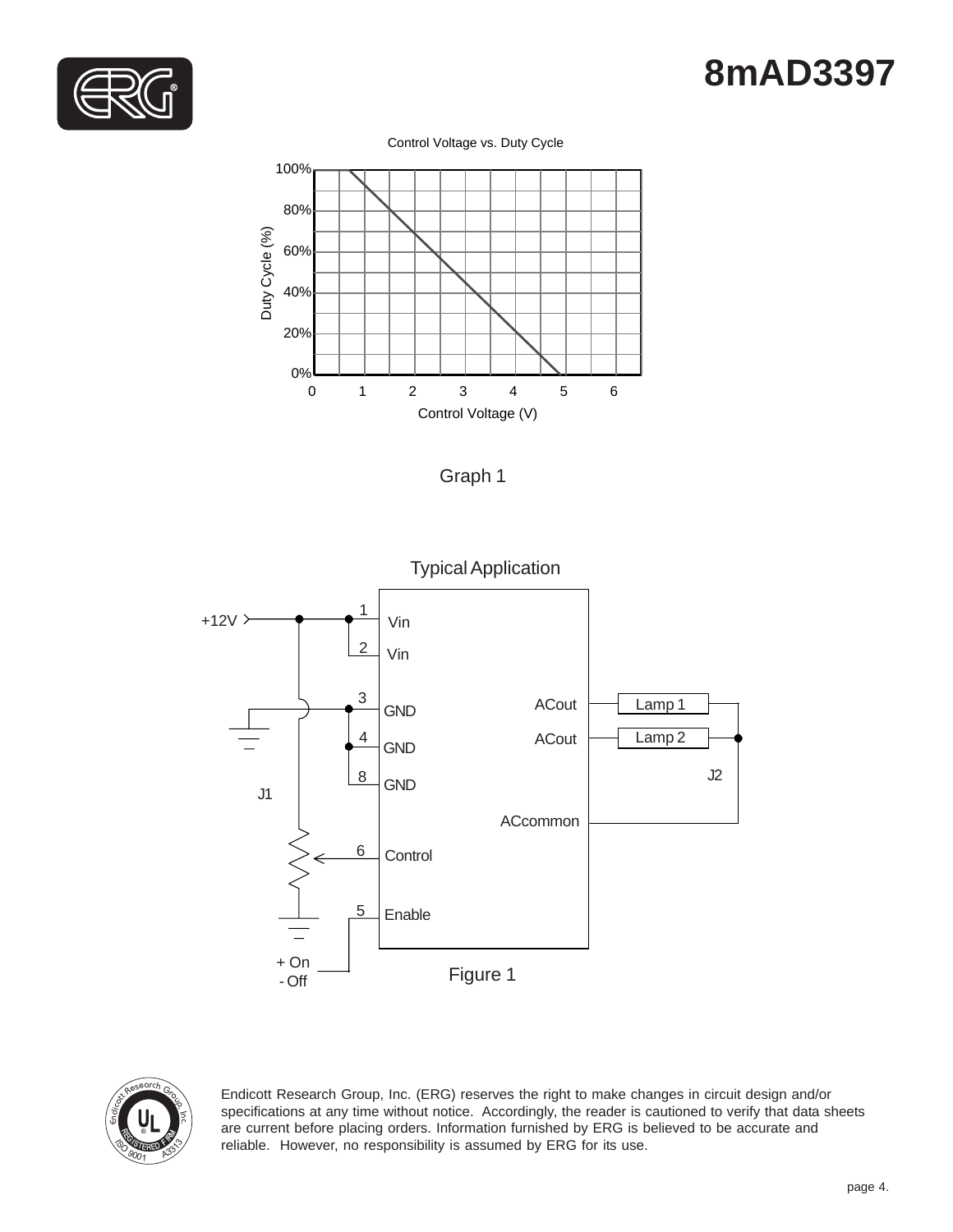# 8mAD3397

Control Voltage vs. Duty Cycle

Graph 1

Typical Application

Figure 1

Endicott Research Group, Inc. (ERG) reserves the right to make changes in circuit design and/or specifications at any time without notice. Accordingly, the reader is cautioned to verify that data sheets are current before placing orders. Information furnished by ERG is believed to be accurate and reliable. However, no responsibility is assumed by ERG for its use.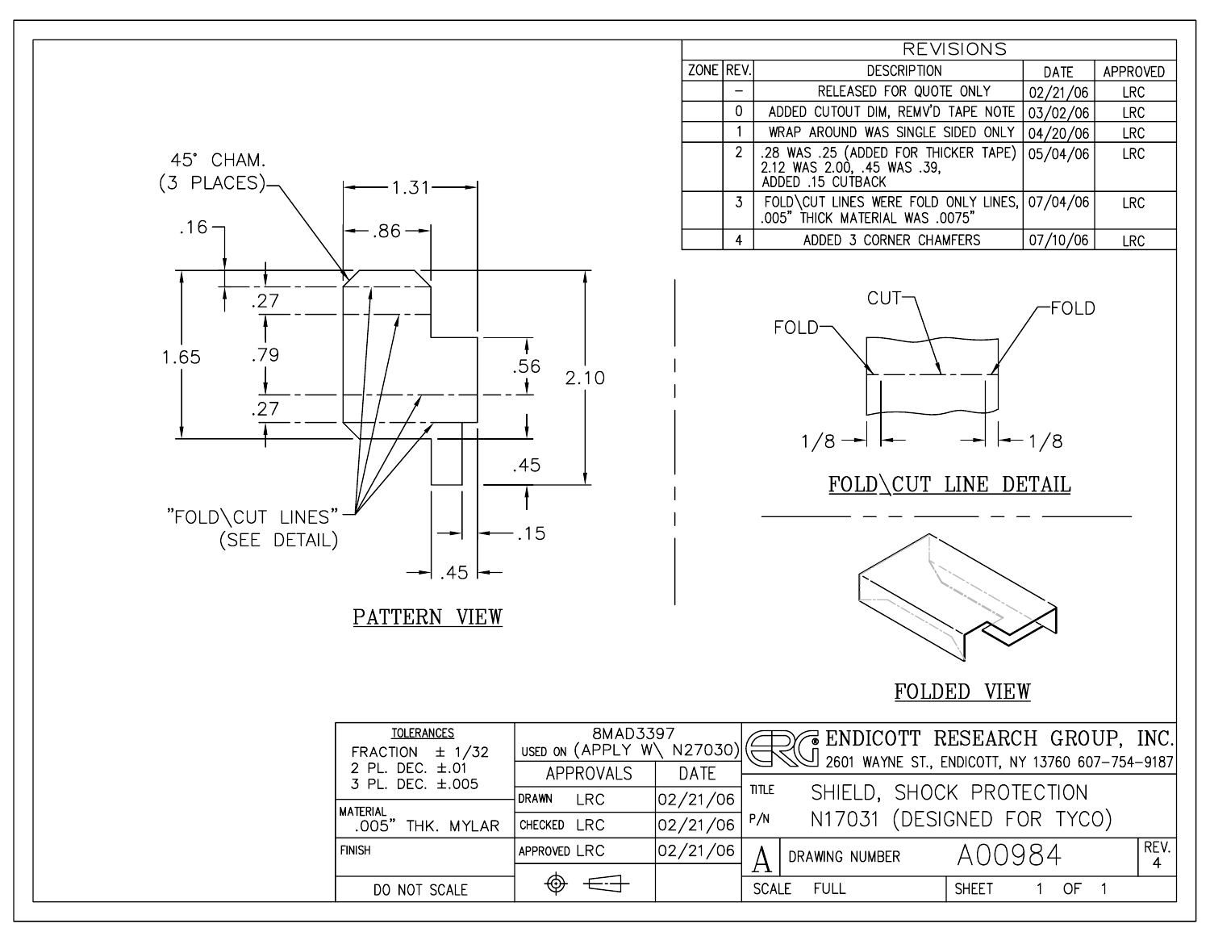| REVISIONS | | | | |
|---|---|---|---|---|
| ZONE | REV. | DESCRIPTION | DATE | APPROVED |
| | – | RELEASED FOR QUOTE ONLY | 02/21/06 | LRC |
| | 0 | ADDED CUTOUT DIM, REMV'D TAPE NOTE | 03/02/06 | LRC |
| | 1 | WRAP AROUND WAS SINGLE SIDED ONLY | 04/20/06 | LRC |
| | 2 | .28 WAS .25 (ADDED FOR THICKER TAPE) 2.12 WAS 2.00, .45 WAS .39, ADDED .15 CUTBACK | 05/04/06 | LRC |
| | 3 | FOLD\CUT LINES WERE FOLD ONLY LINES, .005" THICK MATERIAL WAS .0075" | 07/04/06 | LRC |
| | 4 | ADDED 3 CORNER CHAMFERS | 07/10/06 | LRC |

45° CHAM.
(3 PLACES)

1.31
.86
.16
.27
.79
.27
1.65
.56
2.10
.45
.15
.45

"FOLD\CUT LINES"
(SEE DETAIL)

PATTERN VIEW

CUT
FOLD
FOLD
1/8
1/8

FOLD\CUT LINE DETAIL

FOLDED VIEW

| | | | |
|---|---|---|---|
| TOLERANCES: FRACTION ± 1/32; 2 PL. DEC. ±.01; 3 PL. DEC. ±.005 | 8MAD3397 USED ON (APPLY W\ N27030) | | ENDICOTT RESEARCH GROUP, INC. 2601 WAYNE ST., ENDICOTT, NY 13760 607-754-9187 |
| | APPROVALS | DATE | TITLE: SHIELD, SHOCK PROTECTION |
| MATERIAL: .005" THK. MYLAR | DRAWN LRC | 02/21/06 | P/N: N17031 (DESIGNED FOR TYCO) |
| | CHECKED LRC | 02/21/06 | |
| FINISH | APPROVED LRC | 02/21/06 | A — DRAWING NUMBER A00984 — REV. 4 |
| DO NOT SCALE | | | SCALE FULL — SHEET 1 OF 1 |